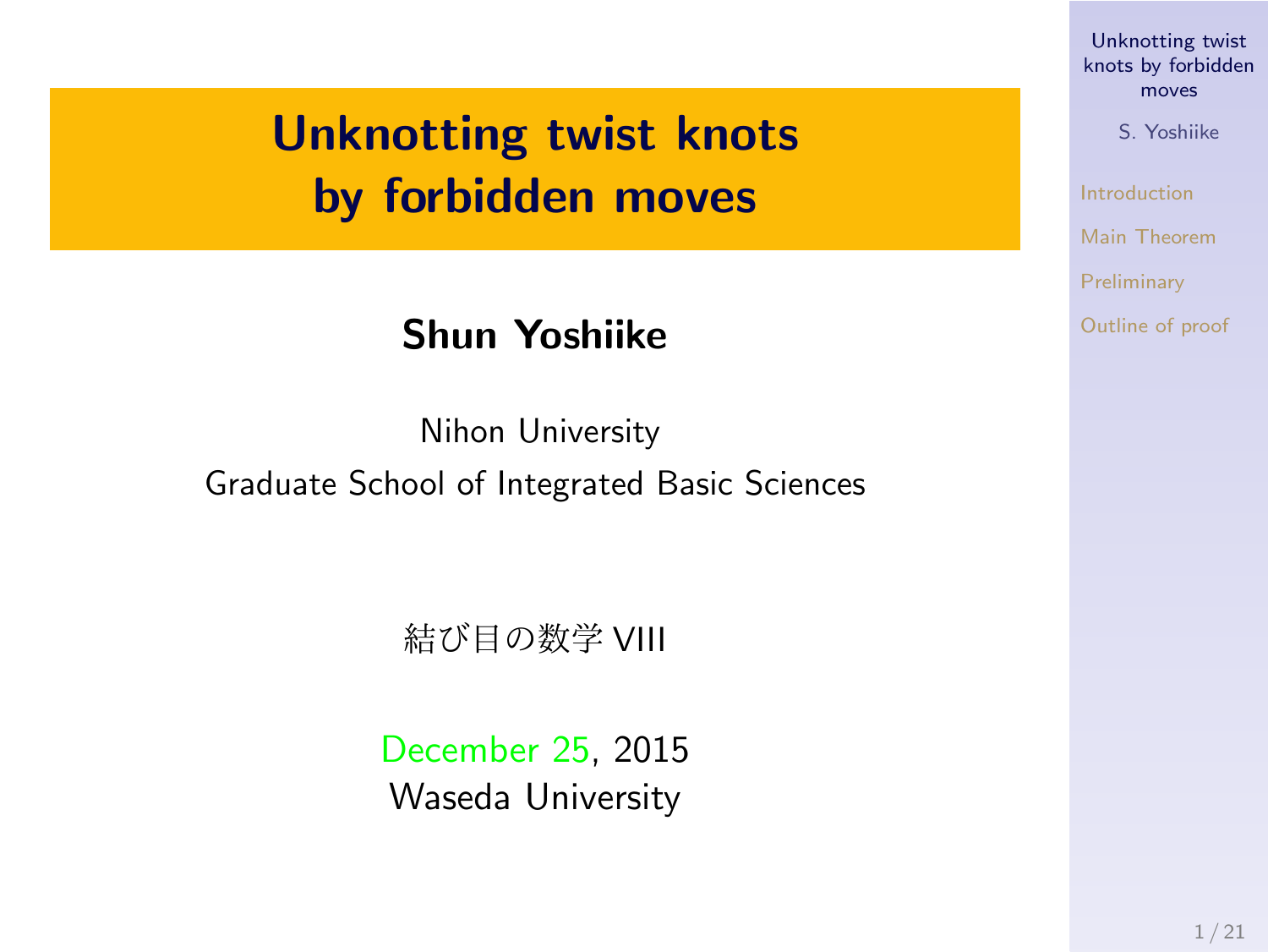# Unknotting twist knots by forbidden moves

**Shun Yoshiike**

Nihon University
Graduate School of Integrated Basic Sciences

結び目の数学 VIII

December 25, 2015
Waseda University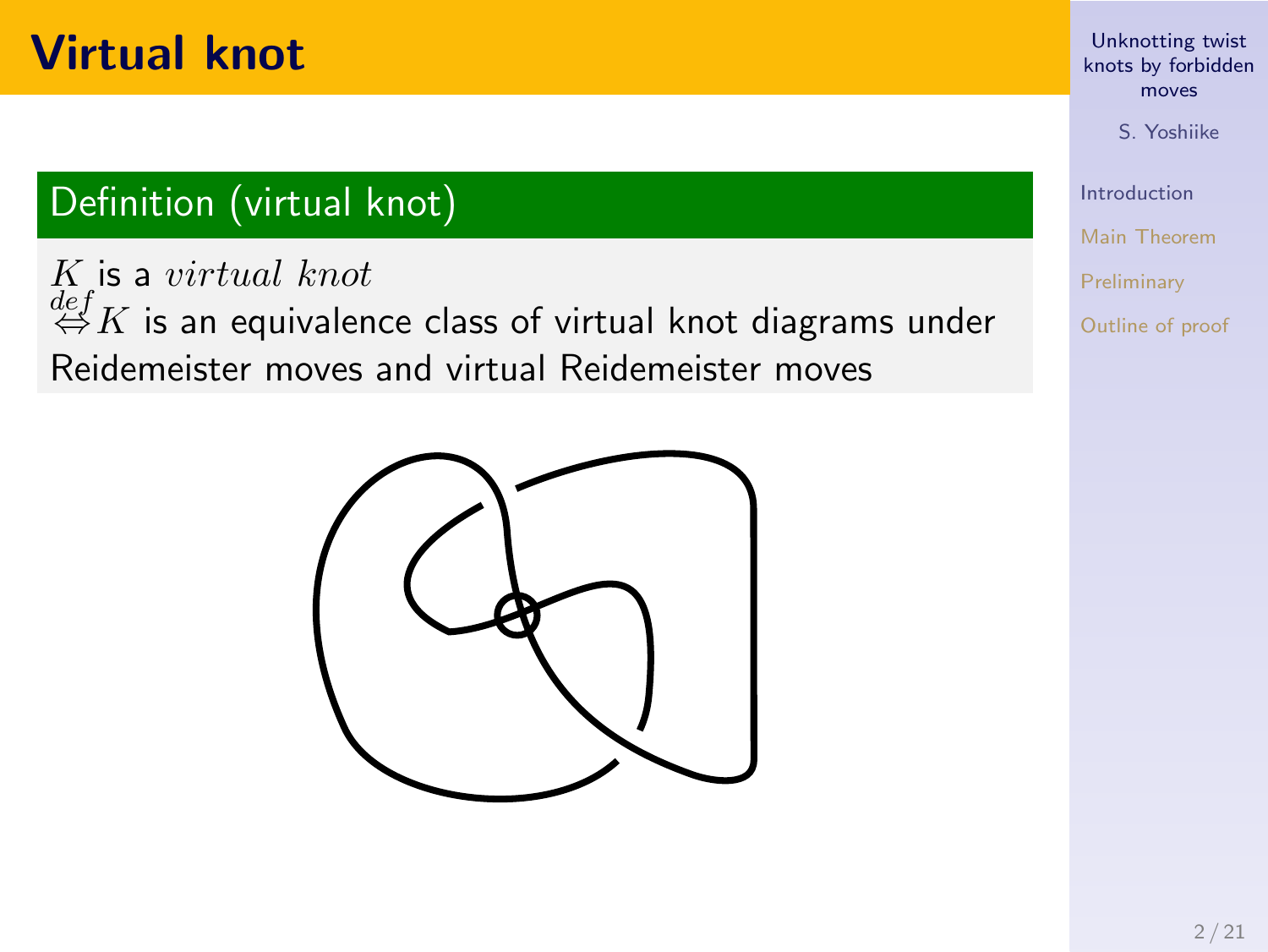# Virtual knot

## Definition (virtual knot)

$K$ is a *virtual knot*
$\overset{def}{\Leftrightarrow}$ $K$ is an equivalence class of virtual knot diagrams under Reidemeister moves and virtual Reidemeister moves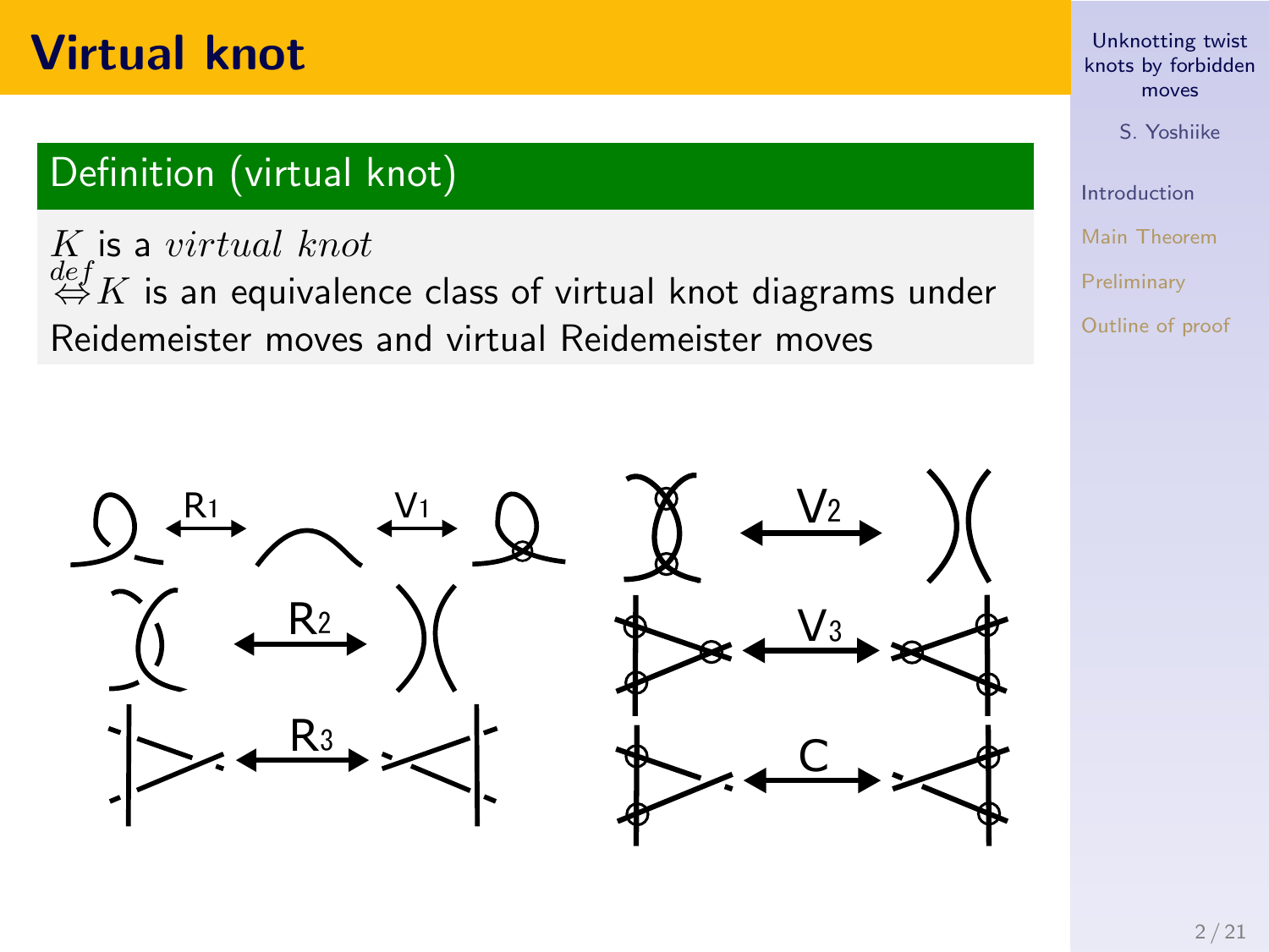# Virtual knot

## Definition (virtual knot)

$K$ is a *virtual knot*
$\overset{def}{\Leftrightarrow} K$ is an equivalence class of virtual knot diagrams under Reidemeister moves and virtual Reidemeister moves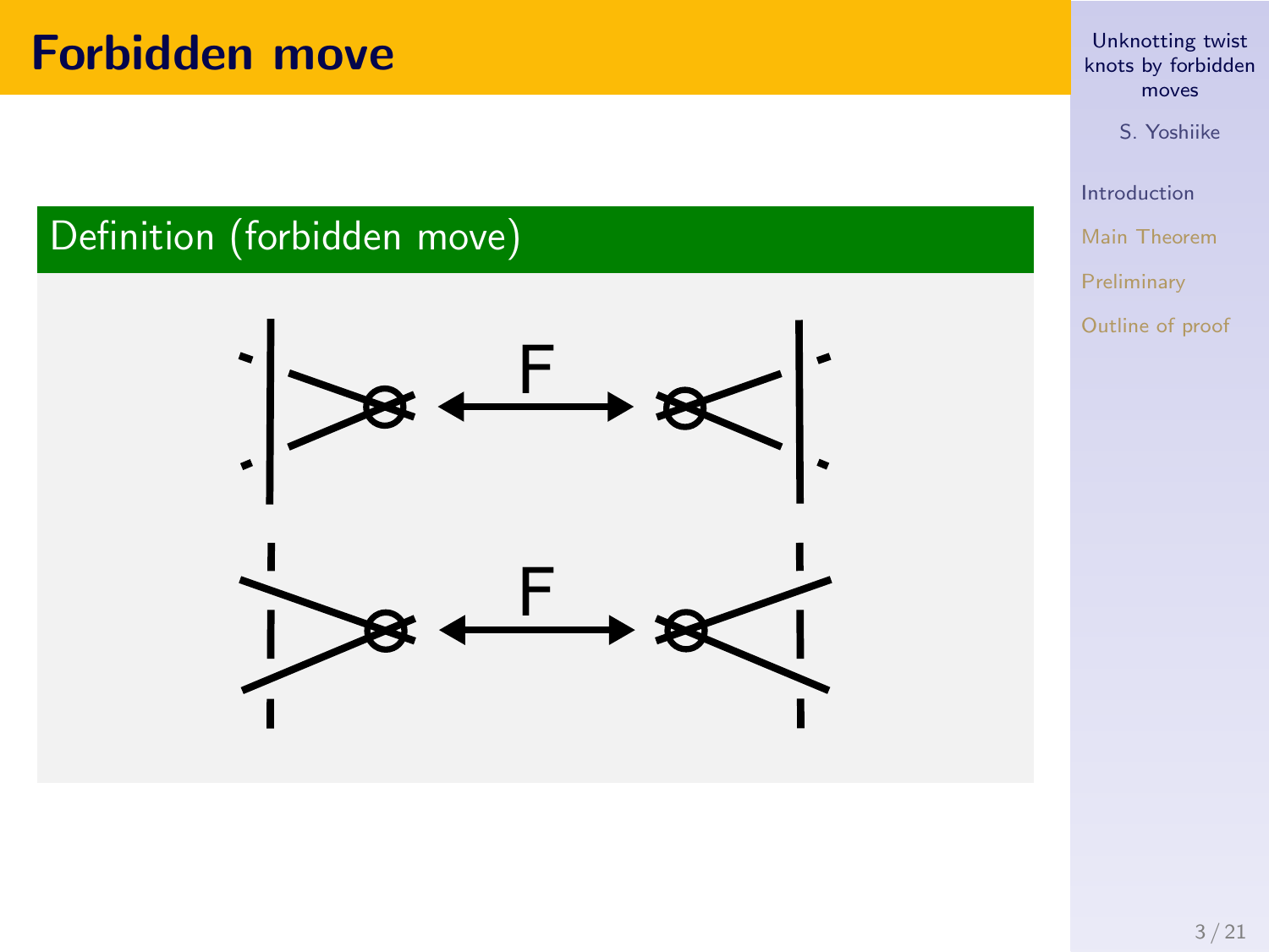# Forbidden move

## Definition (forbidden move)

F

F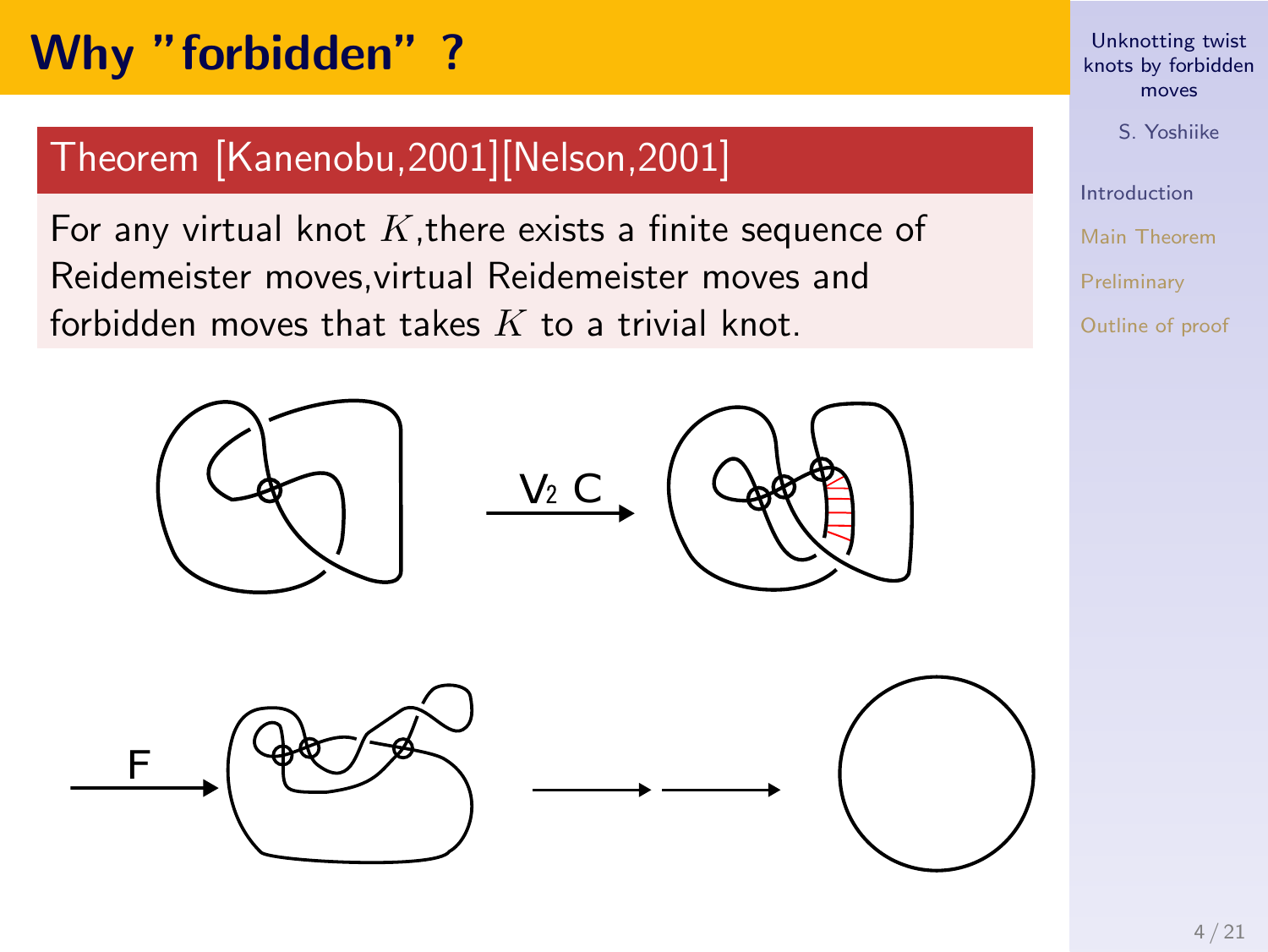# Why "forbidden" ?

**Theorem [Kanenobu,2001][Nelson,2001]**

For any virtual knot $K$,there exists a finite sequence of Reidemeister moves,virtual Reidemeister moves and forbidden moves that takes $K$ to a trivial knot.

$V_2$ C

F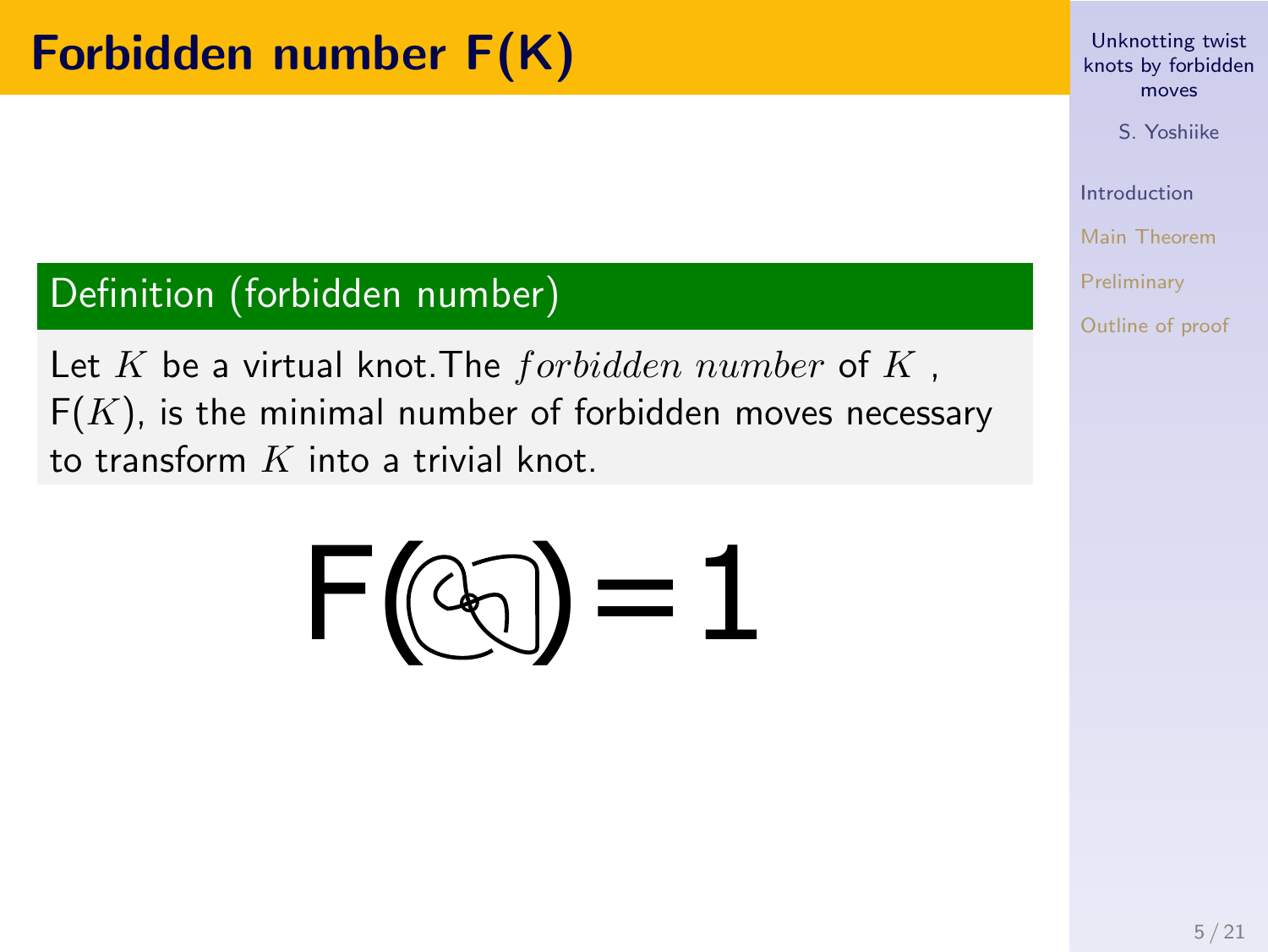# Forbidden number F(K)

**Definition (forbidden number)**

Let $K$ be a virtual knot.The *forbidden number* of $K$ , $\mathrm{F}(K)$, is the minimal number of forbidden moves necessary to transform $K$ into a trivial knot.

F( ) = 1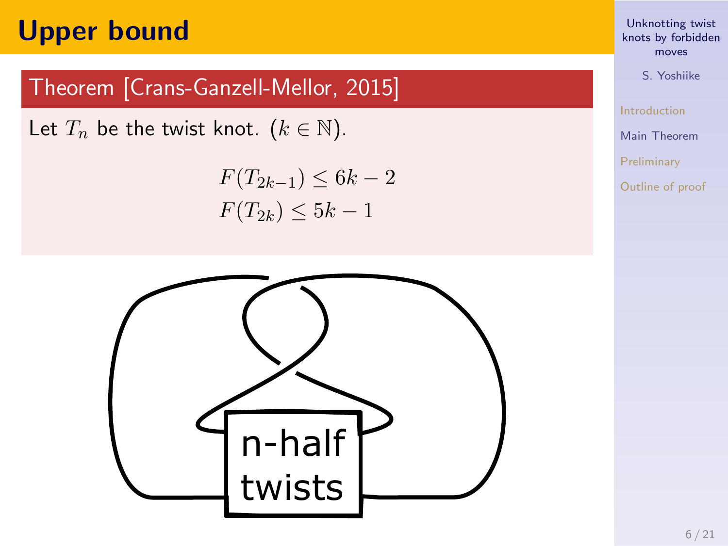# Upper bound

**Theorem [Crans-Ganzell-Mellor, 2015]**

Let $T_n$ be the twist knot. ($k \in \mathbb{N}$).

$$F(T_{2k-1}) \leq 6k - 2$$
$$F(T_{2k}) \leq 5k - 1$$

n-half twists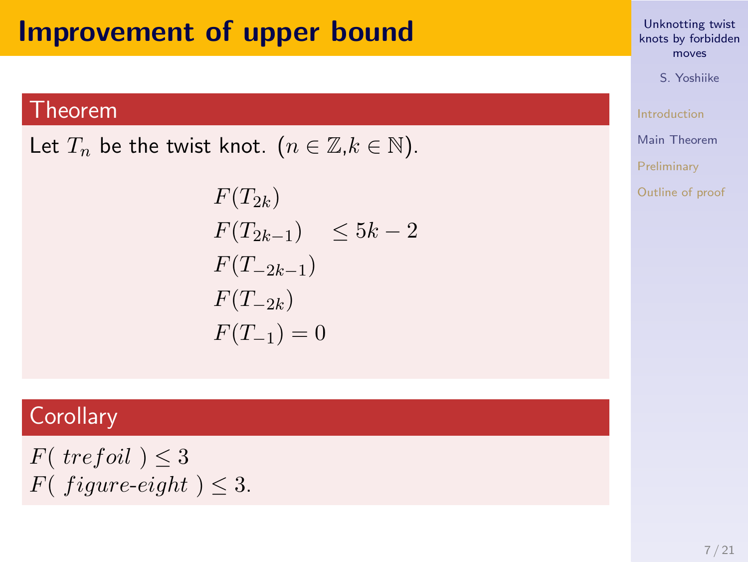# Improvement of upper bound

## Theorem

Let $T_n$ be the twist knot. ($n \in \mathbb{Z}$,$k \in \mathbb{N}$).

$$
\begin{aligned}
&F(T_{2k}) \\
&F(T_{2k-1}) \quad \leq 5k-2 \\
&F(T_{-2k-1}) \\
&F(T_{-2k}) \\
&F(T_{-1}) = 0
\end{aligned}
$$

## Corollary

$F(\ trefoil\ ) \leq 3$
$F(\ figure\text{-}eight\ ) \leq 3$.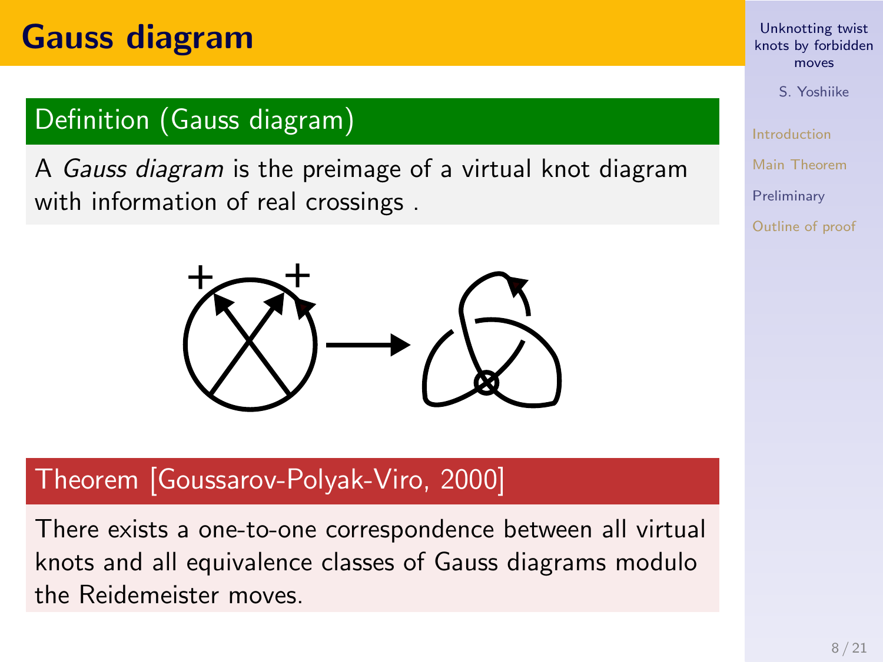# Gauss diagram

## Definition (Gauss diagram)

A *Gauss diagram* is the preimage of a virtual knot diagram with information of real crossings .

## Theorem [Goussarov-Polyak-Viro, 2000]

There exists a one-to-one correspondence between all virtual knots and all equivalence classes of Gauss diagrams modulo the Reidemeister moves.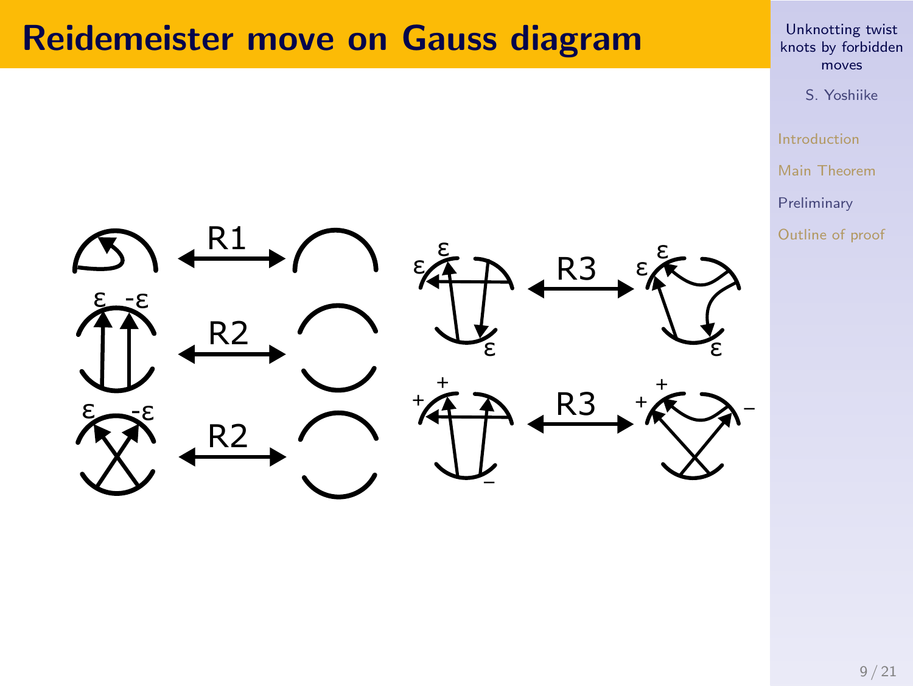# Reidemeister move on Gauss diagram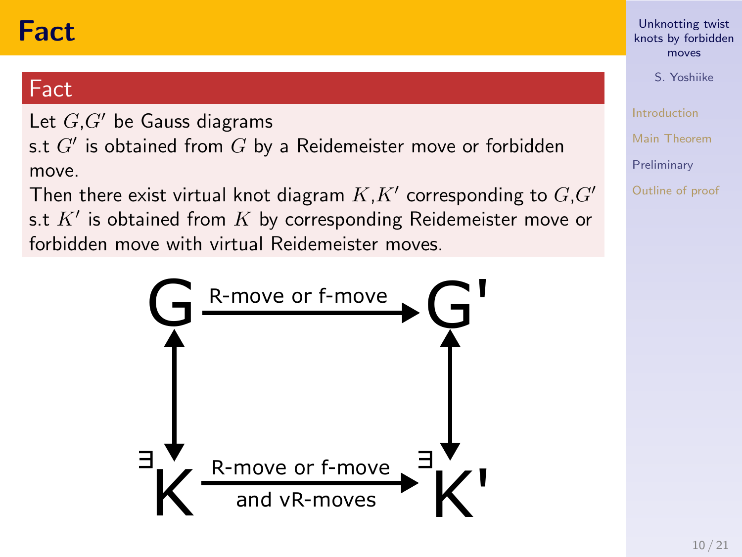# Fact

## Fact

Let $G$,$G'$ be Gauss diagrams
s.t $G'$ is obtained from $G$ by a Reidemeister move or forbidden move.
Then there exist virtual knot diagram $K$,$K'$ corresponding to $G$,$G'$ s.t $K'$ is obtained from $K$ by corresponding Reidemeister move or forbidden move with virtual Reidemeister moves.

$$
\begin{array}{ccc}
G & \xrightarrow{\text{R-move or f-move}} & G' \\
\updownarrow & & \updownarrow \\
{}^{\exists}K & \xrightarrow[\text{and vR-moves}]{\text{R-move or f-move}} & {}^{\exists}K'
\end{array}
$$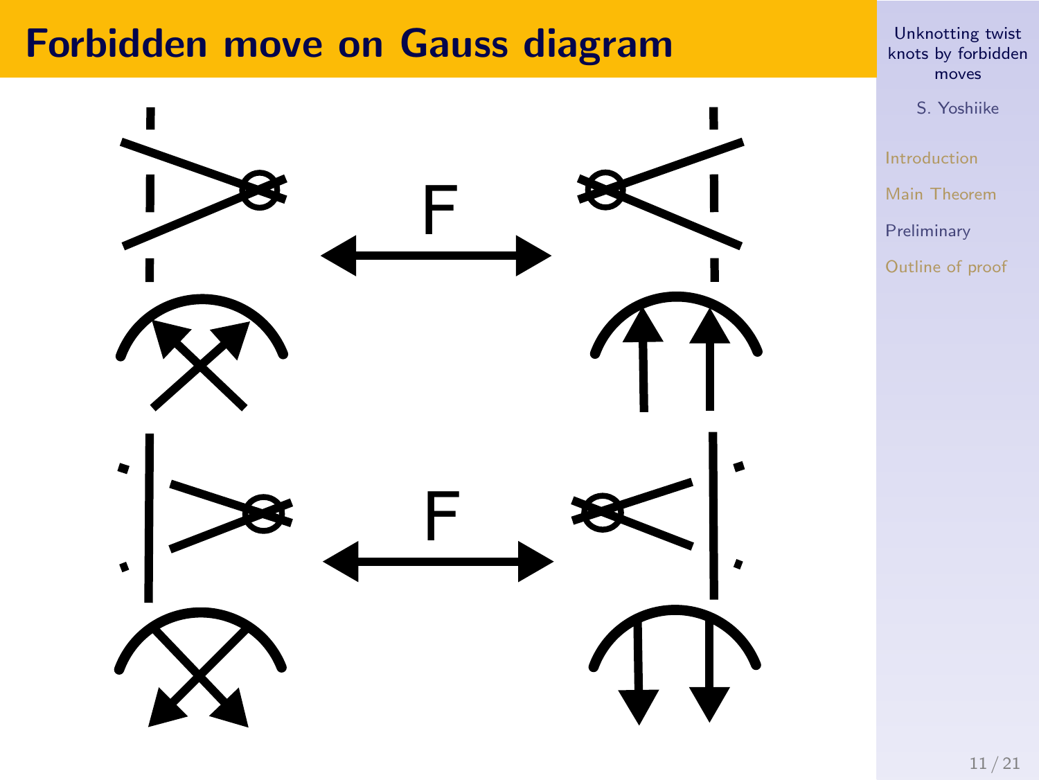# Forbidden move on Gauss diagram

F

F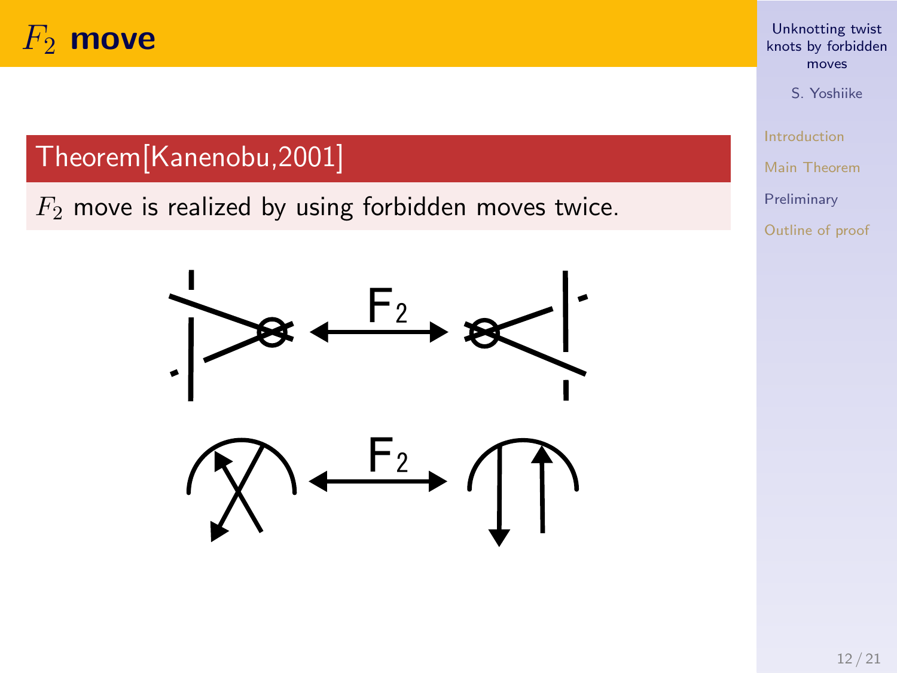# $F_2$ move

**Theorem[Kanenobu,2001]**

$F_2$ move is realized by using forbidden moves twice.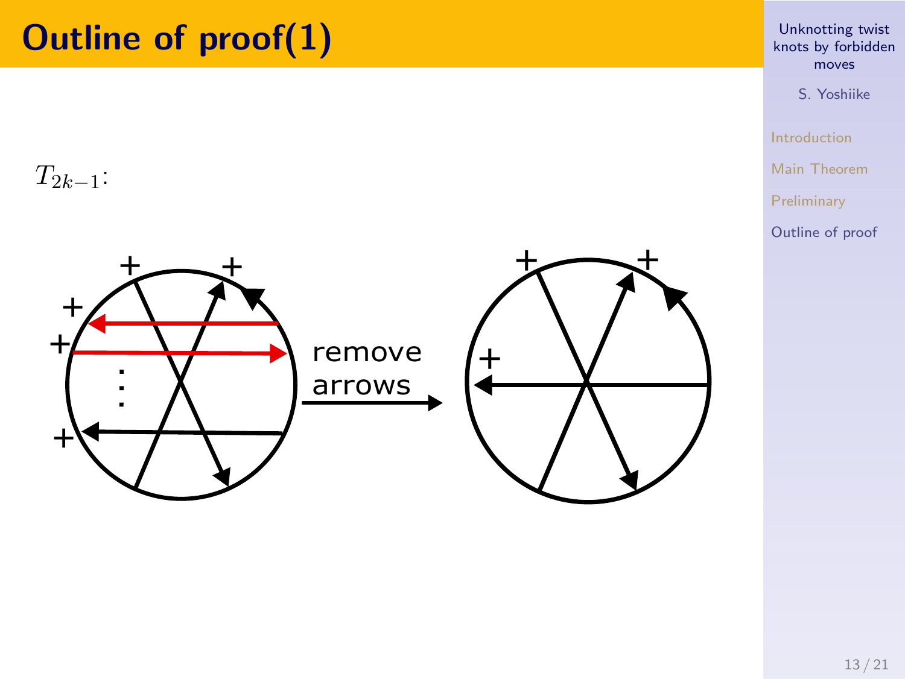# Outline of proof(1)

$T_{2k-1}$:

remove arrows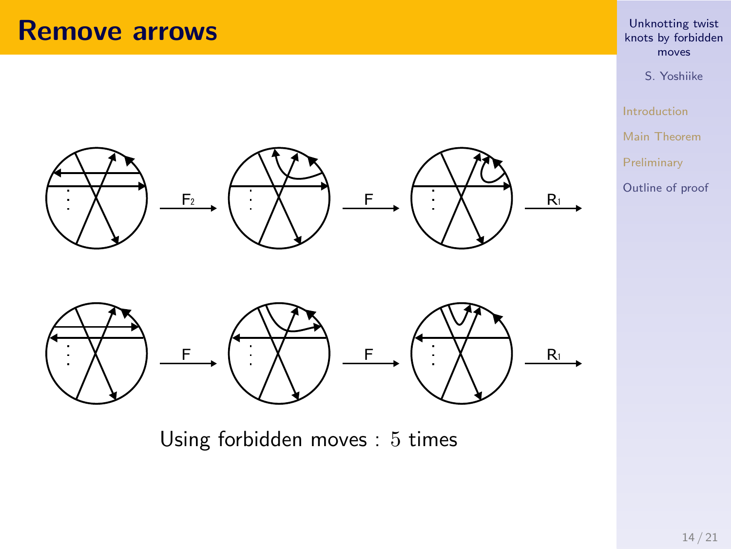# Remove arrows

$F_2$ → $F$ → $R_1$ →

$F$ → $F$ → $R_1$ →

Using forbidden moves : $5$ times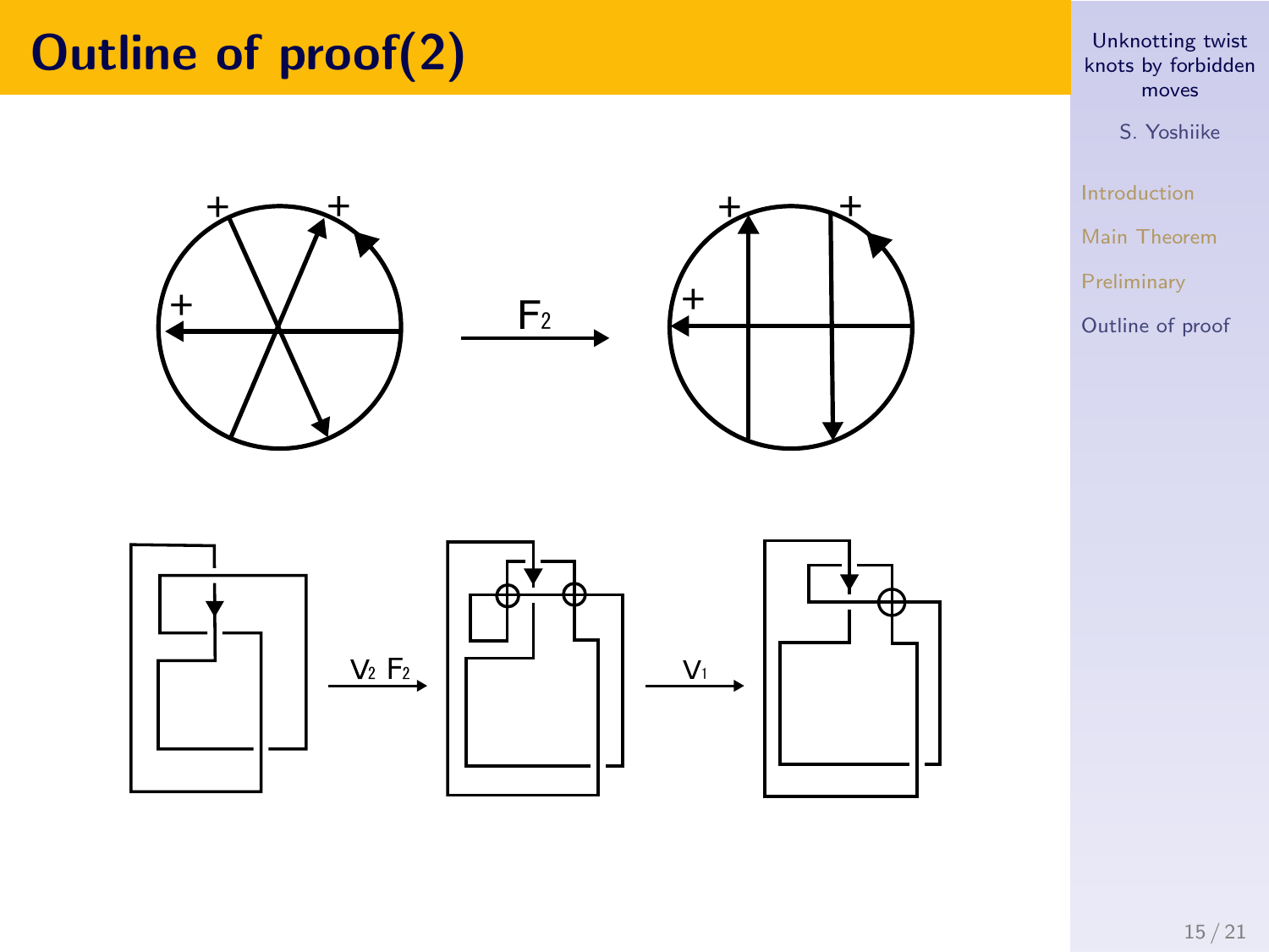# Outline of proof(2)

$\xrightarrow{F_2}$

$\xrightarrow{V_2 \; F_2}$ $\xrightarrow{V_1}$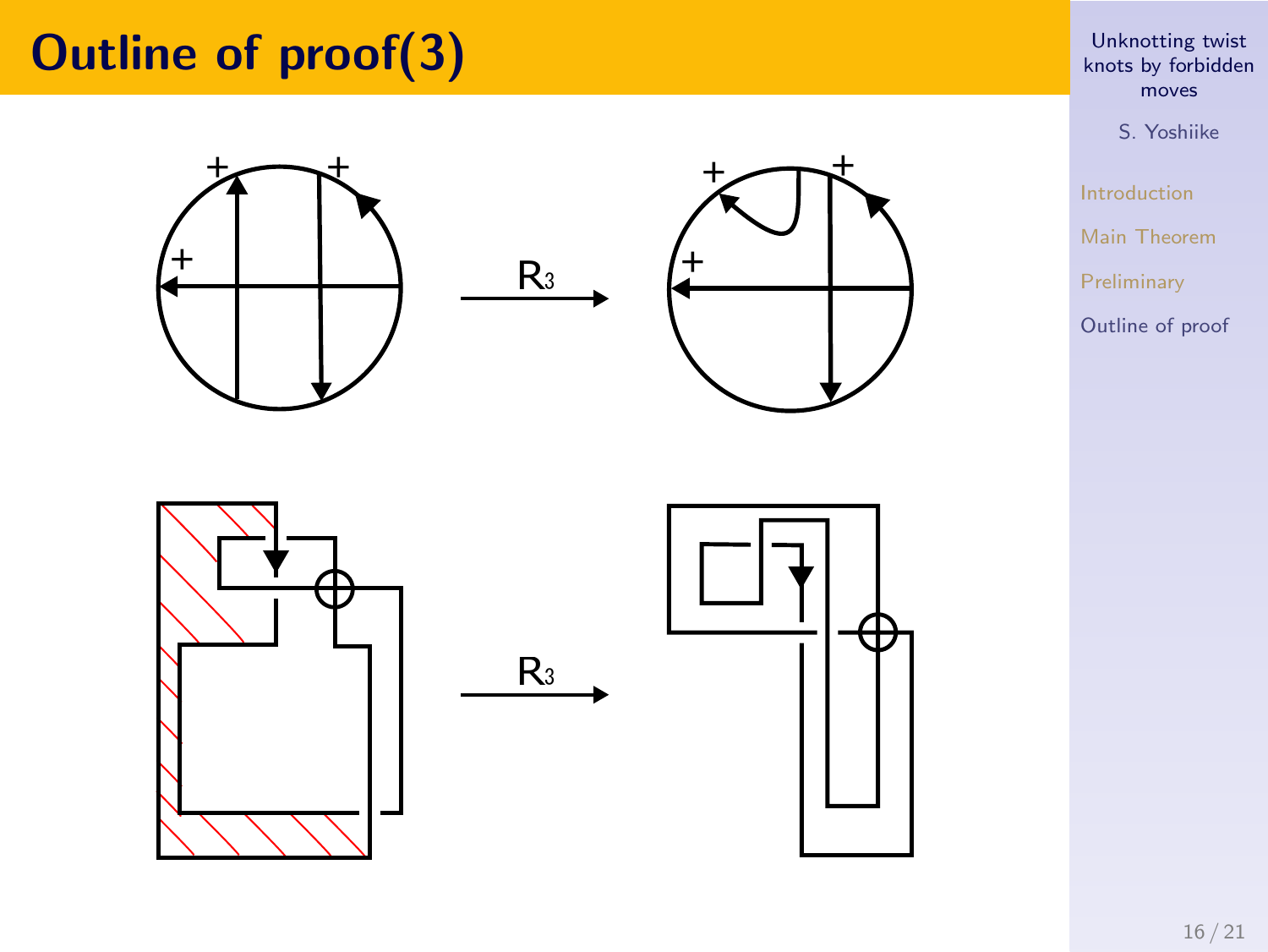# Outline of proof(3)

R3

R3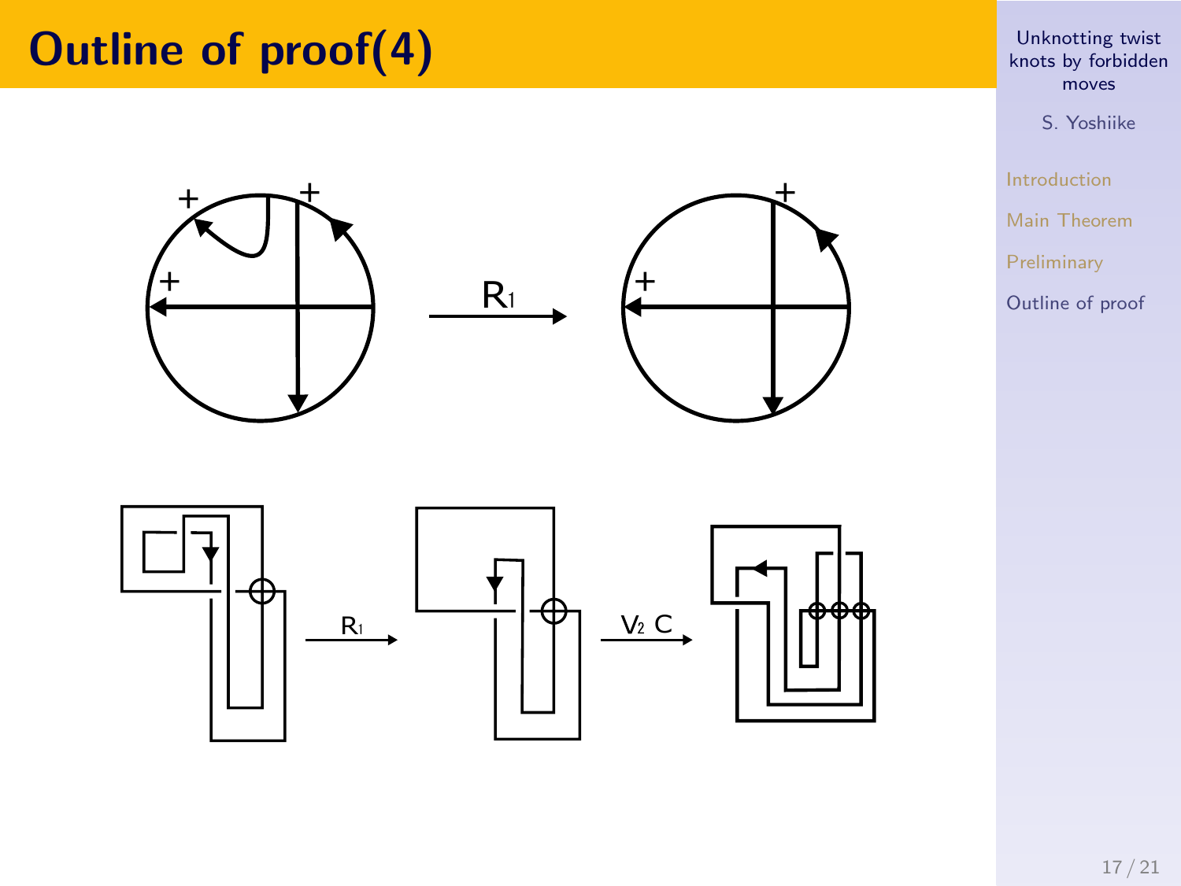# Outline of proof(4)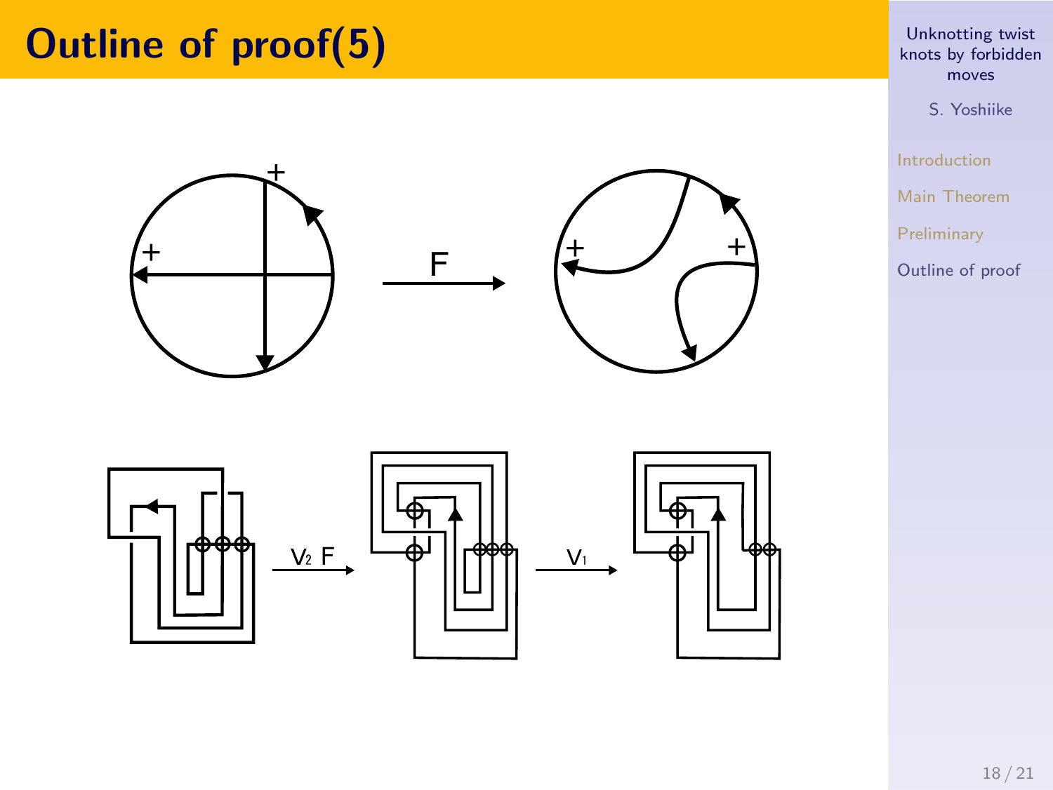# Outline of proof(5)

F

$V_2$ F

$V_1$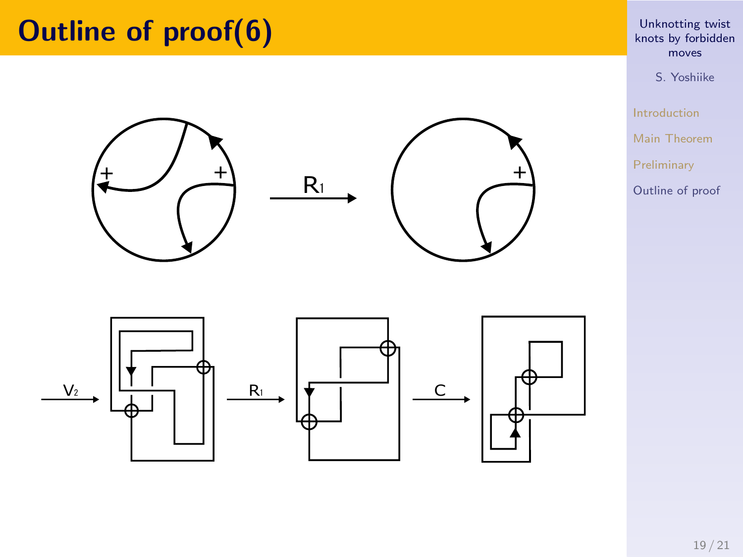# Outline of proof(6)

$\xrightarrow{R_1}$

$\xrightarrow{V_2}$ $\xrightarrow{R_1}$ $\xrightarrow{C}$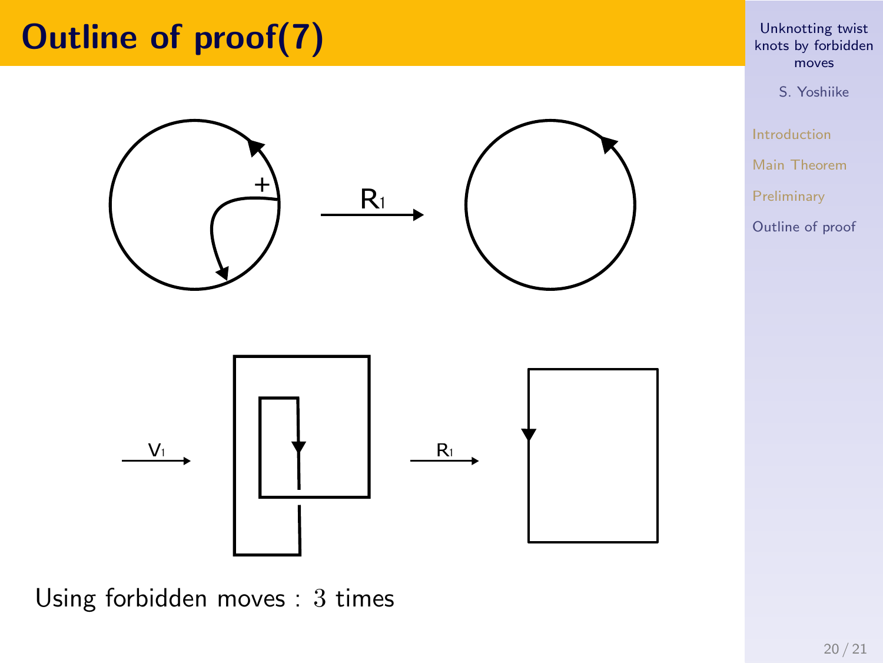# Outline of proof(7)

Using forbidden moves : $3$ times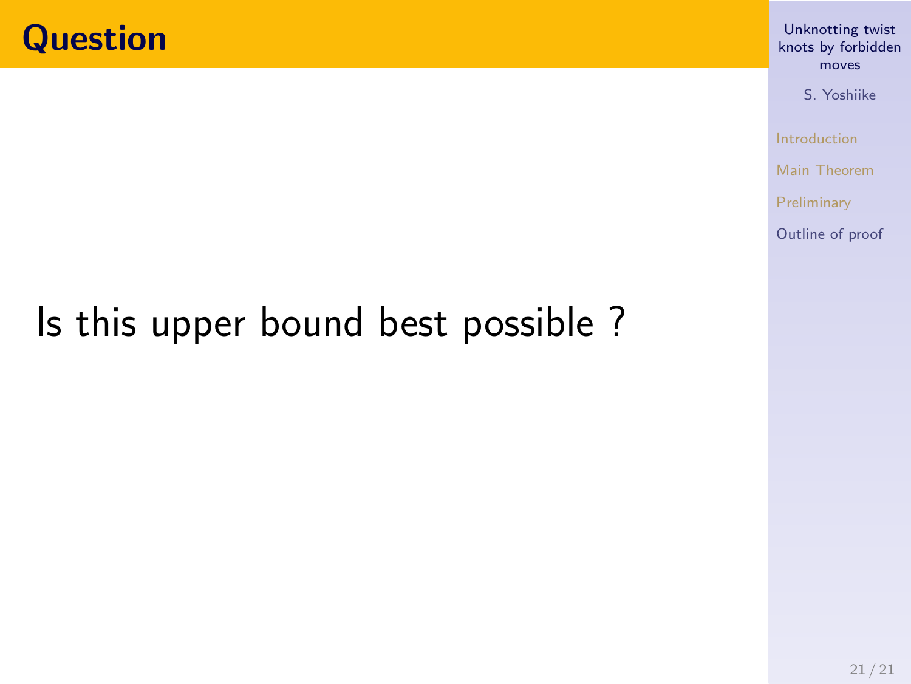# Question

Is this upper bound best possible ?